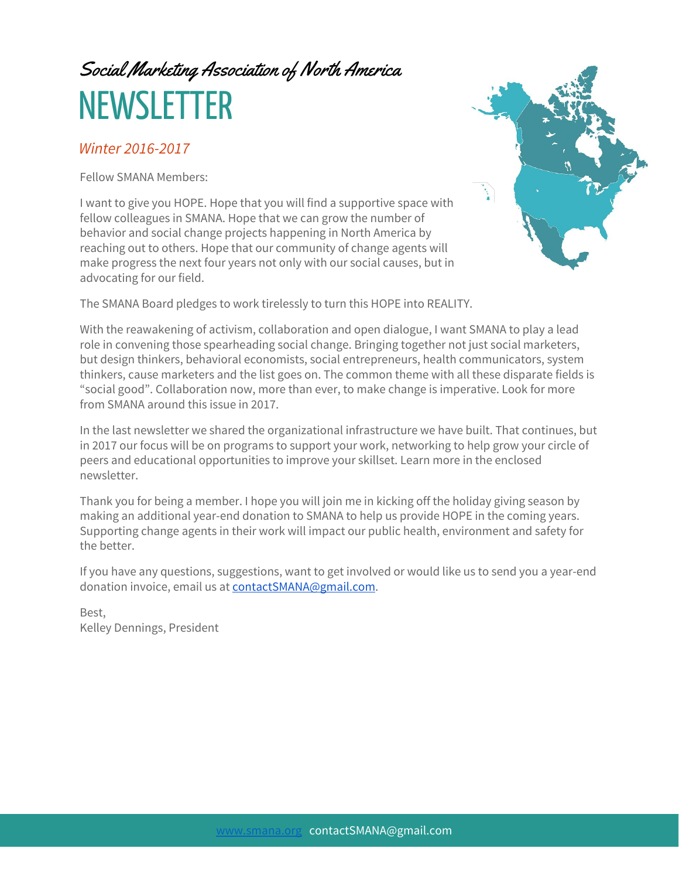# Social Marketing Association of North America

# NEWSLETTER

*Winter 2016-2017*

Fellow SMANA Members:

I want to give you HOPE. Hope that you will find a supportive space with fellow colleagues in SMANA. Hope that we can grow the number of behavior and social change projects happening in North America by reaching out to others. Hope that our community of change agents will make progress the next four years not only with our social causes, but in advocating for our field.

The SMANA Board pledges to work tirelessly to turn this HOPE into REALITY.

With the reawakening of activism, collaboration and open dialogue, I want SMANA to play a lead role in convening those spearheading social change. Bringing together not just social marketers, but design thinkers, behavioral economists, social entrepreneurs, health communicators, system thinkers, cause marketers and the list goes on. The common theme with all these disparate fields is "social good". Collaboration now, more than ever, to make change is imperative. Look for more from SMANA around this issue in 2017.

In the last newsletter we shared the organizational infrastructure we have built. That continues, but in 2017 our focus will be on programs to support your work, networking to help grow your circle of peers and educational opportunities to improve your skillset. Learn more in the enclosed newsletter.

Thank you for being a member. I hope you will join me in kicking off the holiday giving season by making an additional year-end donation to SMANA to help us provide HOPE in the coming years. Supporting change agents in their work will impact our public health, environment and safety for the better.

If you have any questions, suggestions, want to get involved or would like us to send you a year-end donation invoice, email us at contactSMANA@gmail.com.

Best,  
Kelley Dennings, President

www.smana.org contactSMANA@gmail.com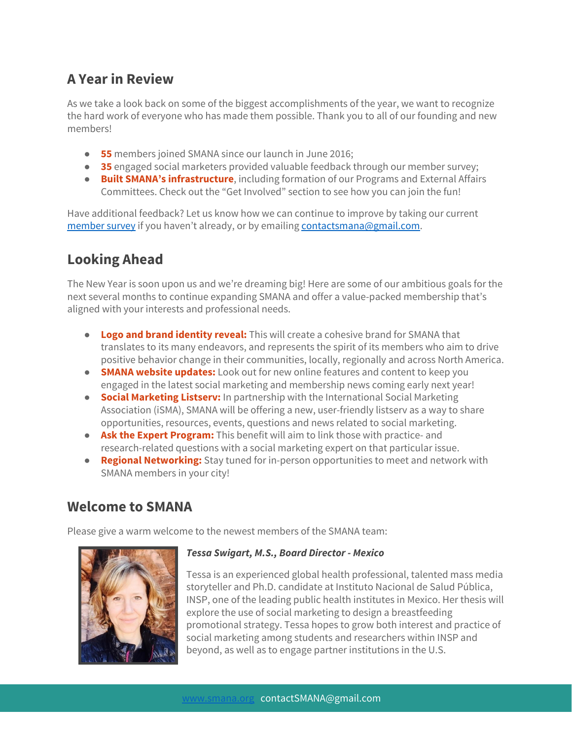## A Year in Review

As we take a look back on some of the biggest accomplishments of the year, we want to recognize the hard work of everyone who has made them possible. Thank you to all of our founding and new members!

- **55** members joined SMANA since our launch in June 2016;
- **35** engaged social marketers provided valuable feedback through our member survey;
- **Built SMANA's infrastructure**, including formation of our Programs and External Affairs Committees. Check out the "Get Involved" section to see how you can join the fun!

Have additional feedback? Let us know how we can continue to improve by taking our current member survey if you haven't already, or by emailing contactsmana@gmail.com.

## Looking Ahead

The New Year is soon upon us and we're dreaming big! Here are some of our ambitious goals for the next several months to continue expanding SMANA and offer a value-packed membership that's aligned with your interests and professional needs.

- **Logo and brand identity reveal:** This will create a cohesive brand for SMANA that translates to its many endeavors, and represents the spirit of its members who aim to drive positive behavior change in their communities, locally, regionally and across North America.
- **SMANA website updates:** Look out for new online features and content to keep you engaged in the latest social marketing and membership news coming early next year!
- **Social Marketing Listserv:** In partnership with the International Social Marketing Association (iSMA), SMANA will be offering a new, user-friendly listserv as a way to share opportunities, resources, events, questions and news related to social marketing.
- **Ask the Expert Program:** This benefit will aim to link those with practice- and research-related questions with a social marketing expert on that particular issue.
- **Regional Networking:** Stay tuned for in-person opportunities to meet and network with SMANA members in your city!

## Welcome to SMANA

Please give a warm welcome to the newest members of the SMANA team:

***Tessa Swigart, M.S., Board Director - Mexico***

Tessa is an experienced global health professional, talented mass media storyteller and Ph.D. candidate at Instituto Nacional de Salud Pública, INSP, one of the leading public health institutes in Mexico. Her thesis will explore the use of social marketing to design a breastfeeding promotional strategy. Tessa hopes to grow both interest and practice of social marketing among students and researchers within INSP and beyond, as well as to engage partner institutions in the U.S.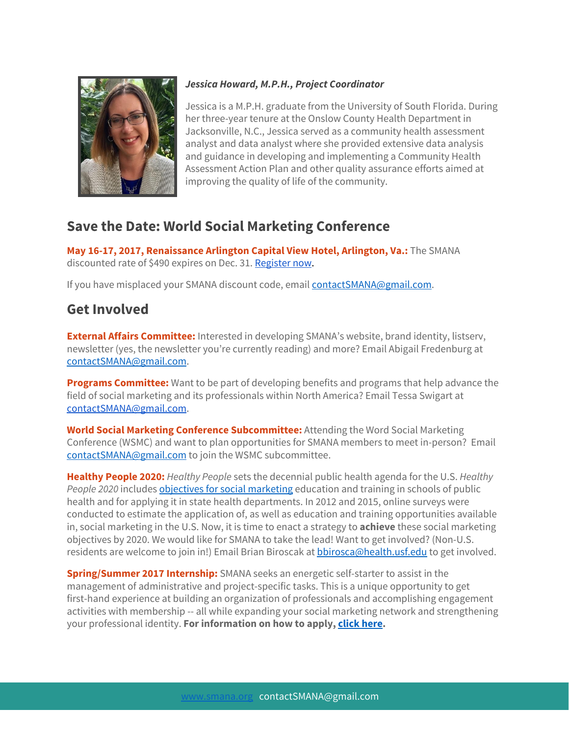***Jessica Howard, M.P.H., Project Coordinator***

Jessica is a M.P.H. graduate from the University of South Florida. During her three-year tenure at the Onslow County Health Department in Jacksonville, N.C., Jessica served as a community health assessment analyst and data analyst where she provided extensive data analysis and guidance in developing and implementing a Community Health Assessment Action Plan and other quality assurance efforts aimed at improving the quality of life of the community.

## Save the Date: World Social Marketing Conference

**May 16-17, 2017, Renaissance Arlington Capital View Hotel, Arlington, Va.:** The SMANA discounted rate of $490 expires on Dec. 31. Register now.

If you have misplaced your SMANA discount code, email contactSMANA@gmail.com.

## Get Involved

**External Affairs Committee:** Interested in developing SMANA's website, brand identity, listserv, newsletter (yes, the newsletter you're currently reading) and more? Email Abigail Fredenburg at contactSMANA@gmail.com.

**Programs Committee:** Want to be part of developing benefits and programs that help advance the field of social marketing and its professionals within North America? Email Tessa Swigart at contactSMANA@gmail.com.

**World Social Marketing Conference Subcommittee:** Attending the Word Social Marketing Conference (WSMC) and want to plan opportunities for SMANA members to meet in-person? Email contactSMANA@gmail.com to join the WSMC subcommittee.

**Healthy People 2020:** *Healthy People* sets the decennial public health agenda for the U.S. *Healthy People 2020* includes objectives for social marketing education and training in schools of public health and for applying it in state health departments. In 2012 and 2015, online surveys were conducted to estimate the application of, as well as education and training opportunities available in, social marketing in the U.S. Now, it is time to enact a strategy to **achieve** these social marketing objectives by 2020. We would like for SMANA to take the lead! Want to get involved? (Non-U.S. residents are welcome to join in!) Email Brian Biroscak at bbirosca@health.usf.edu to get involved.

**Spring/Summer 2017 Internship:** SMANA seeks an energetic self-starter to assist in the management of administrative and project-specific tasks. This is a unique opportunity to get first-hand experience at building an organization of professionals and accomplishing engagement activities with membership -- all while expanding your social marketing network and strengthening your professional identity. **For information on how to apply, click here.**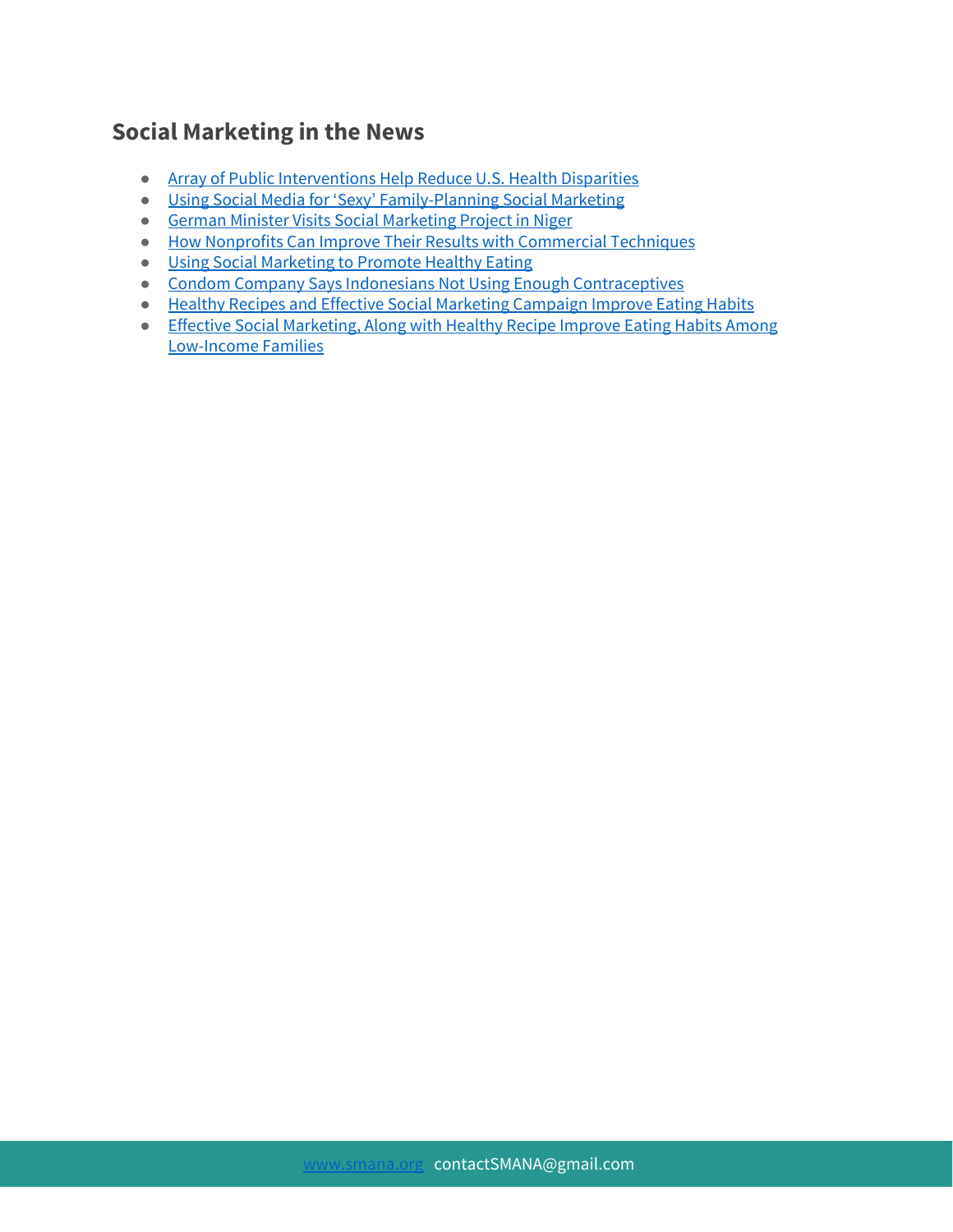## Social Marketing in the News

- Array of Public Interventions Help Reduce U.S. Health Disparities
- Using Social Media for 'Sexy' Family-Planning Social Marketing
- German Minister Visits Social Marketing Project in Niger
- How Nonprofits Can Improve Their Results with Commercial Techniques
- Using Social Marketing to Promote Healthy Eating
- Condom Company Says Indonesians Not Using Enough Contraceptives
- Healthy Recipes and Effective Social Marketing Campaign Improve Eating Habits
- Effective Social Marketing, Along with Healthy Recipe Improve Eating Habits Among Low-Income Families